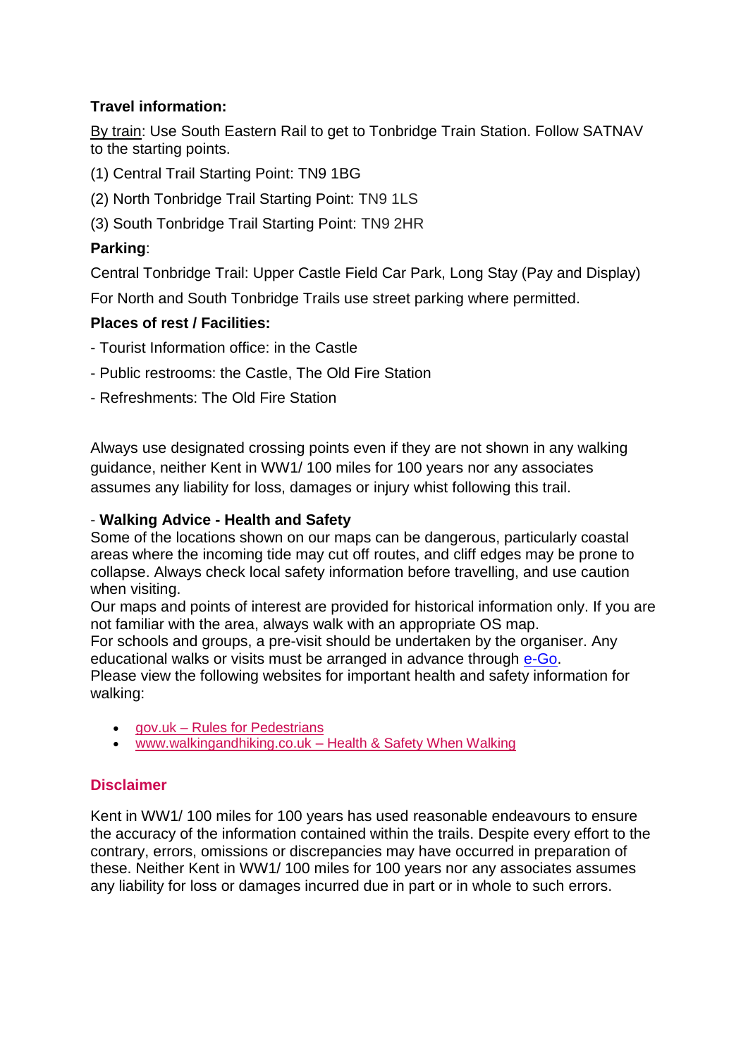**Travel information:**

By train: Use South Eastern Rail to get to Tonbridge Train Station. Follow SATNAV to the starting points.

(1) Central Trail Starting Point: TN9 1BG

(2) North Tonbridge Trail Starting Point: TN9 1LS

(3) South Tonbridge Trail Starting Point: TN9 2HR

**Parking**:

Central Tonbridge Trail: Upper Castle Field Car Park, Long Stay (Pay and Display)

For North and South Tonbridge Trails use street parking where permitted.

**Places of rest / Facilities:**

- Tourist Information office: in the Castle
- Public restrooms: the Castle, The Old Fire Station
- Refreshments: The Old Fire Station

Always use designated crossing points even if they are not shown in any walking guidance, neither Kent in WW1/ 100 miles for 100 years nor any associates assumes any liability for loss, damages or injury whist following this trail.

- **Walking Advice - Health and Safety**

Some of the locations shown on our maps can be dangerous, particularly coastal areas where the incoming tide may cut off routes, and cliff edges may be prone to collapse. Always check local safety information before travelling, and use caution when visiting.

Our maps and points of interest are provided for historical information only. If you are not familiar with the area, always walk with an appropriate OS map.

For schools and groups, a pre-visit should be undertaken by the organiser. Any educational walks or visits must be arranged in advance through e-Go.

Please view the following websites for important health and safety information for walking:

- gov.uk – Rules for Pedestrians
- www.walkingandhiking.co.uk – Health & Safety When Walking

## Disclaimer

Kent in WW1/ 100 miles for 100 years has used reasonable endeavours to ensure the accuracy of the information contained within the trails. Despite every effort to the contrary, errors, omissions or discrepancies may have occurred in preparation of these. Neither Kent in WW1/ 100 miles for 100 years nor any associates assumes any liability for loss or damages incurred due in part or in whole to such errors.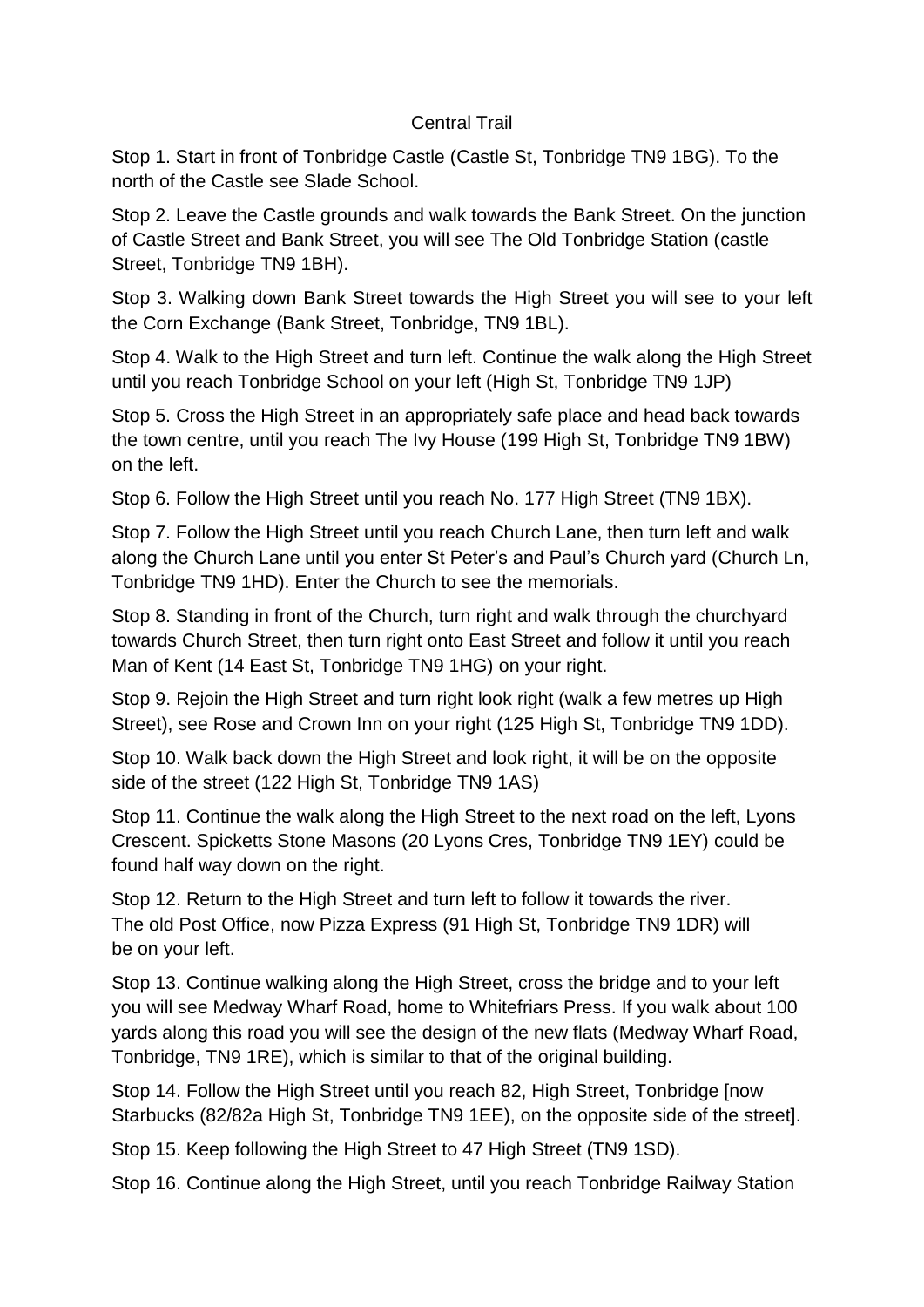Central Trail

Stop 1. Start in front of Tonbridge Castle (Castle St, Tonbridge TN9 1BG). To the north of the Castle see Slade School.

Stop 2. Leave the Castle grounds and walk towards the Bank Street. On the junction of Castle Street and Bank Street, you will see The Old Tonbridge Station (castle Street, Tonbridge TN9 1BH).

Stop 3. Walking down Bank Street towards the High Street you will see to your left the Corn Exchange (Bank Street, Tonbridge, TN9 1BL).

Stop 4. Walk to the High Street and turn left. Continue the walk along the High Street until you reach Tonbridge School on your left (High St, Tonbridge TN9 1JP)

Stop 5. Cross the High Street in an appropriately safe place and head back towards the town centre, until you reach The Ivy House (199 High St, Tonbridge TN9 1BW) on the left.

Stop 6. Follow the High Street until you reach No. 177 High Street (TN9 1BX).

Stop 7. Follow the High Street until you reach Church Lane, then turn left and walk along the Church Lane until you enter St Peter's and Paul's Church yard (Church Ln, Tonbridge TN9 1HD). Enter the Church to see the memorials.

Stop 8. Standing in front of the Church, turn right and walk through the churchyard towards Church Street, then turn right onto East Street and follow it until you reach Man of Kent (14 East St, Tonbridge TN9 1HG) on your right.

Stop 9. Rejoin the High Street and turn right look right (walk a few metres up High Street), see Rose and Crown Inn on your right (125 High St, Tonbridge TN9 1DD).

Stop 10. Walk back down the High Street and look right, it will be on the opposite side of the street (122 High St, Tonbridge TN9 1AS)

Stop 11. Continue the walk along the High Street to the next road on the left, Lyons Crescent. Spicketts Stone Masons (20 Lyons Cres, Tonbridge TN9 1EY) could be found half way down on the right.

Stop 12. Return to the High Street and turn left to follow it towards the river. The old Post Office, now Pizza Express (91 High St, Tonbridge TN9 1DR) will be on your left.

Stop 13. Continue walking along the High Street, cross the bridge and to your left you will see Medway Wharf Road, home to Whitefriars Press. If you walk about 100 yards along this road you will see the design of the new flats (Medway Wharf Road, Tonbridge, TN9 1RE), which is similar to that of the original building.

Stop 14. Follow the High Street until you reach 82, High Street, Tonbridge [now Starbucks (82/82a High St, Tonbridge TN9 1EE), on the opposite side of the street].

Stop 15. Keep following the High Street to 47 High Street (TN9 1SD).

Stop 16. Continue along the High Street, until you reach Tonbridge Railway Station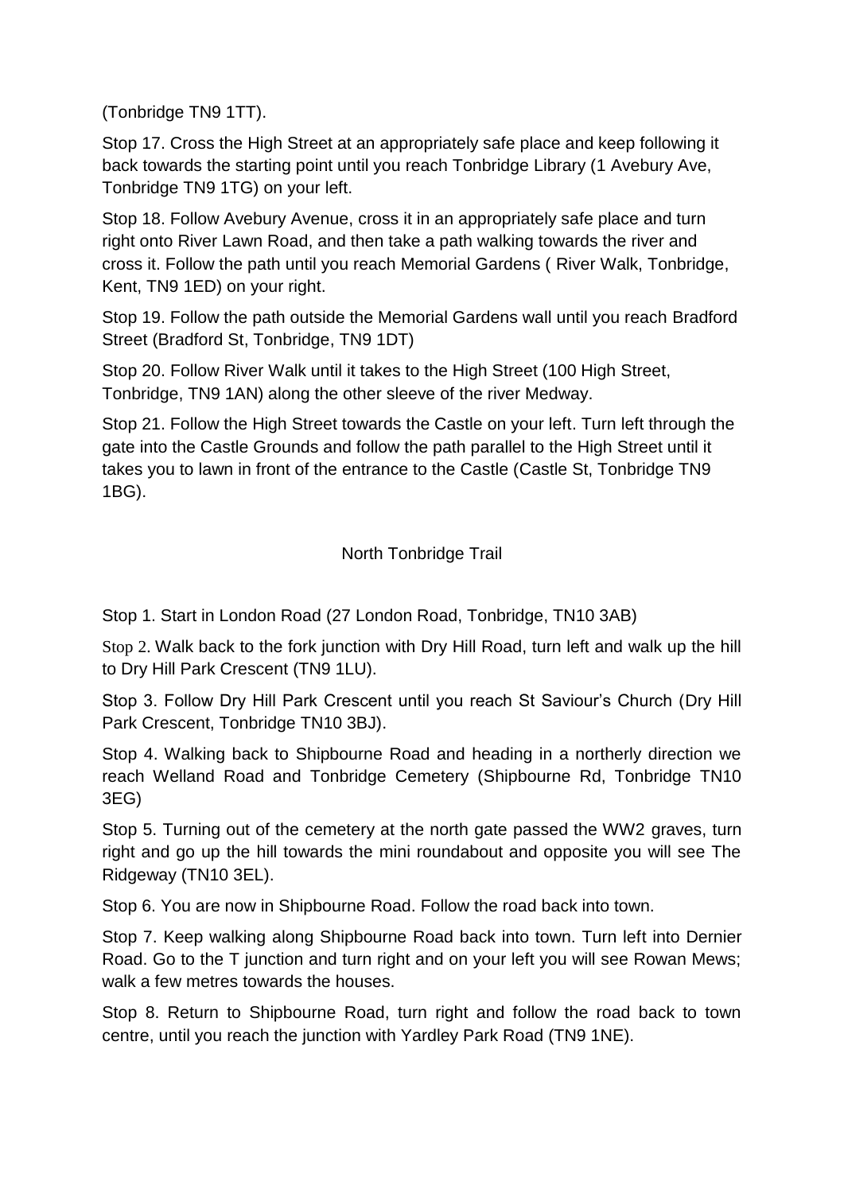(Tonbridge TN9 1TT).

Stop 17. Cross the High Street at an appropriately safe place and keep following it back towards the starting point until you reach Tonbridge Library (1 Avebury Ave, Tonbridge TN9 1TG) on your left.

Stop 18. Follow Avebury Avenue, cross it in an appropriately safe place and turn right onto River Lawn Road, and then take a path walking towards the river and cross it. Follow the path until you reach Memorial Gardens ( River Walk, Tonbridge, Kent, TN9 1ED) on your right.

Stop 19. Follow the path outside the Memorial Gardens wall until you reach Bradford Street (Bradford St, Tonbridge, TN9 1DT)

Stop 20. Follow River Walk until it takes to the High Street (100 High Street, Tonbridge, TN9 1AN) along the other sleeve of the river Medway.

Stop 21. Follow the High Street towards the Castle on your left. Turn left through the gate into the Castle Grounds and follow the path parallel to the High Street until it takes you to lawn in front of the entrance to the Castle (Castle St, Tonbridge TN9 1BG).

## North Tonbridge Trail

Stop 1. Start in London Road (27 London Road, Tonbridge, TN10 3AB)

Stop 2. Walk back to the fork junction with Dry Hill Road, turn left and walk up the hill to Dry Hill Park Crescent (TN9 1LU).

Stop 3. Follow Dry Hill Park Crescent until you reach St Saviour's Church (Dry Hill Park Crescent, Tonbridge TN10 3BJ).

Stop 4. Walking back to Shipbourne Road and heading in a northerly direction we reach Welland Road and Tonbridge Cemetery (Shipbourne Rd, Tonbridge TN10 3EG)

Stop 5. Turning out of the cemetery at the north gate passed the WW2 graves, turn right and go up the hill towards the mini roundabout and opposite you will see The Ridgeway (TN10 3EL).

Stop 6. You are now in Shipbourne Road. Follow the road back into town.

Stop 7. Keep walking along Shipbourne Road back into town. Turn left into Dernier Road. Go to the T junction and turn right and on your left you will see Rowan Mews; walk a few metres towards the houses.

Stop 8. Return to Shipbourne Road, turn right and follow the road back to town centre, until you reach the junction with Yardley Park Road (TN9 1NE).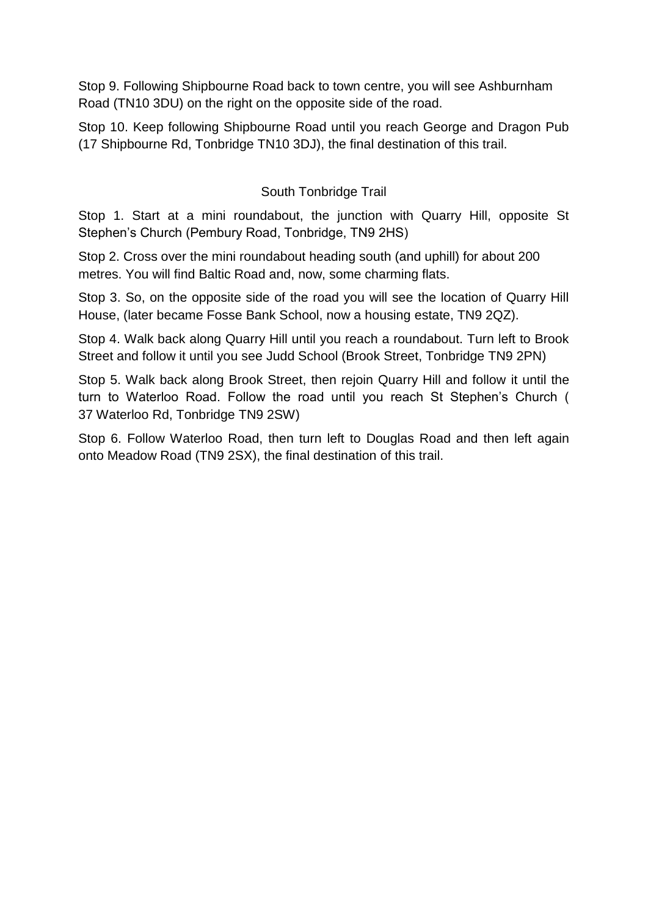Stop 9. Following Shipbourne Road back to town centre, you will see Ashburnham Road (TN10 3DU) on the right on the opposite side of the road.

Stop 10. Keep following Shipbourne Road until you reach George and Dragon Pub (17 Shipbourne Rd, Tonbridge TN10 3DJ), the final destination of this trail.

## South Tonbridge Trail

Stop 1. Start at a mini roundabout, the junction with Quarry Hill, opposite St Stephen's Church (Pembury Road, Tonbridge, TN9 2HS)

Stop 2. Cross over the mini roundabout heading south (and uphill) for about 200 metres. You will find Baltic Road and, now, some charming flats.

Stop 3. So, on the opposite side of the road you will see the location of Quarry Hill House, (later became Fosse Bank School, now a housing estate, TN9 2QZ).

Stop 4. Walk back along Quarry Hill until you reach a roundabout. Turn left to Brook Street and follow it until you see Judd School (Brook Street, Tonbridge TN9 2PN)

Stop 5. Walk back along Brook Street, then rejoin Quarry Hill and follow it until the turn to Waterloo Road. Follow the road until you reach St Stephen's Church ( 37 Waterloo Rd, Tonbridge TN9 2SW)

Stop 6. Follow Waterloo Road, then turn left to Douglas Road and then left again onto Meadow Road (TN9 2SX), the final destination of this trail.